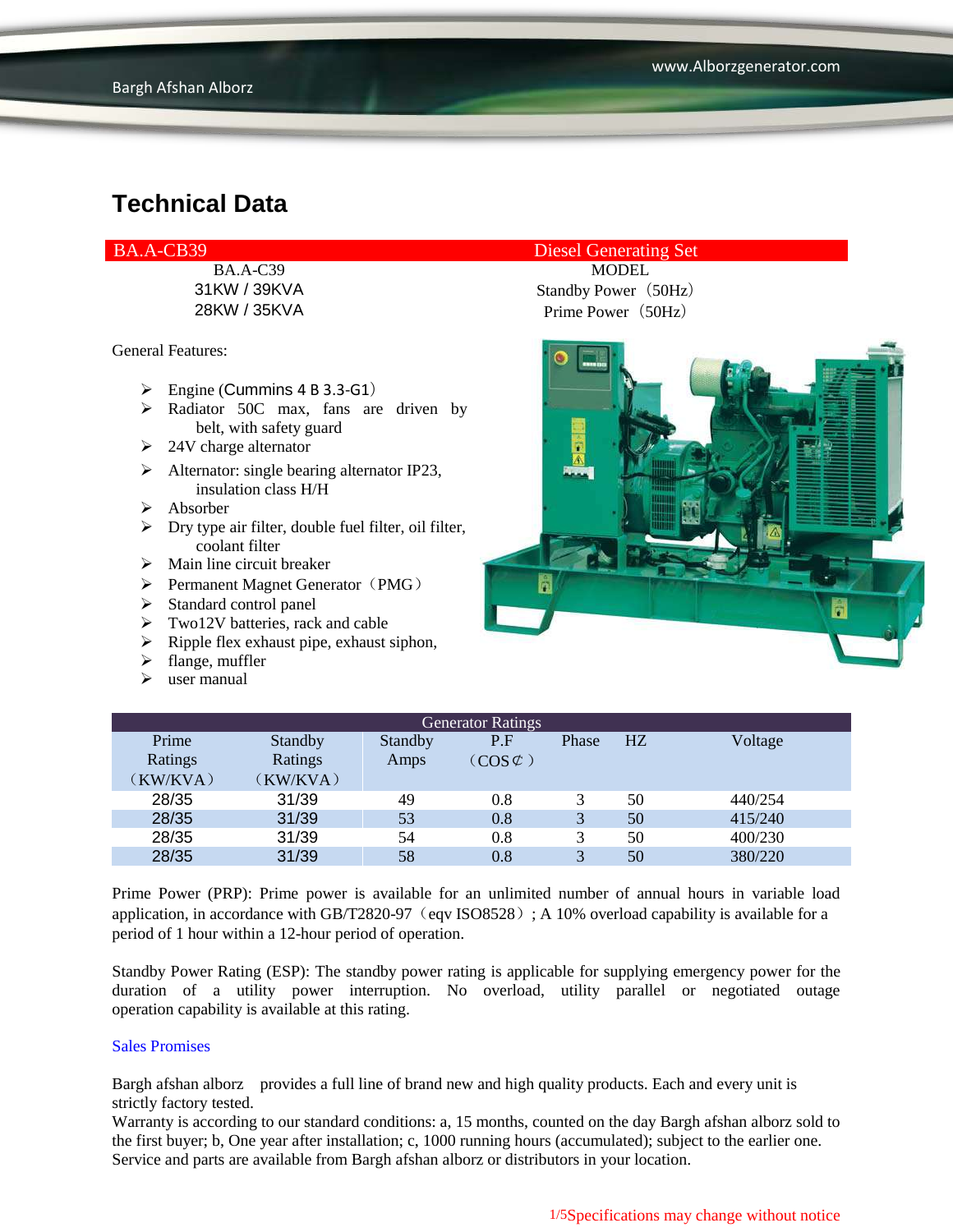## Technical Data

| BA.A-CB39 | Diesel Generating Set |
|---|---|
| BA.A-C39 | MODEL |
| 31KW / 39KVA | Standby Power（50Hz） |
| 28KW / 35KVA | Prime Power（50Hz） |

General Features:

- Engine (Cummins 4 B 3.3-G1)
- Radiator 50C max, fans are driven by belt, with safety guard
- 24V charge alternator
- Alternator: single bearing alternator IP23, insulation class H/H
- Absorber
- Dry type air filter, double fuel filter, oil filter, coolant filter
- Main line circuit breaker
- Permanent Magnet Generator（PMG）
- Standard control panel
- Two12V batteries, rack and cable
- Ripple flex exhaust pipe, exhaust siphon,
- flange, muffler
- user manual

| Generator Ratings | | | | | | |
|---|---|---|---|---|---|---|
| Prime Ratings（KW/KVA） | Standby Ratings（KW/KVA） | Standby Amps | P.F（COS¢） | Phase | HZ | Voltage |
| 28/35 | 31/39 | 49 | 0.8 | 3 | 50 | 440/254 |
| 28/35 | 31/39 | 53 | 0.8 | 3 | 50 | 415/240 |
| 28/35 | 31/39 | 54 | 0.8 | 3 | 50 | 400/230 |
| 28/35 | 31/39 | 58 | 0.8 | 3 | 50 | 380/220 |

Prime Power (PRP): Prime power is available for an unlimited number of annual hours in variable load application, in accordance with GB/T2820-97（eqv ISO8528）; A 10% overload capability is available for a period of 1 hour within a 12-hour period of operation.

Standby Power Rating (ESP): The standby power rating is applicable for supplying emergency power for the duration of a utility power interruption. No overload, utility parallel or negotiated outage operation capability is available at this rating.

Sales Promises

Bargh afshan alborz provides a full line of brand new and high quality products. Each and every unit is strictly factory tested.
Warranty is according to our standard conditions: a, 15 months, counted on the day Bargh afshan alborz sold to the first buyer; b, One year after installation; c, 1000 running hours (accumulated); subject to the earlier one.
Service and parts are available from Bargh afshan alborz or distributors in your location.

Specifications may change without notice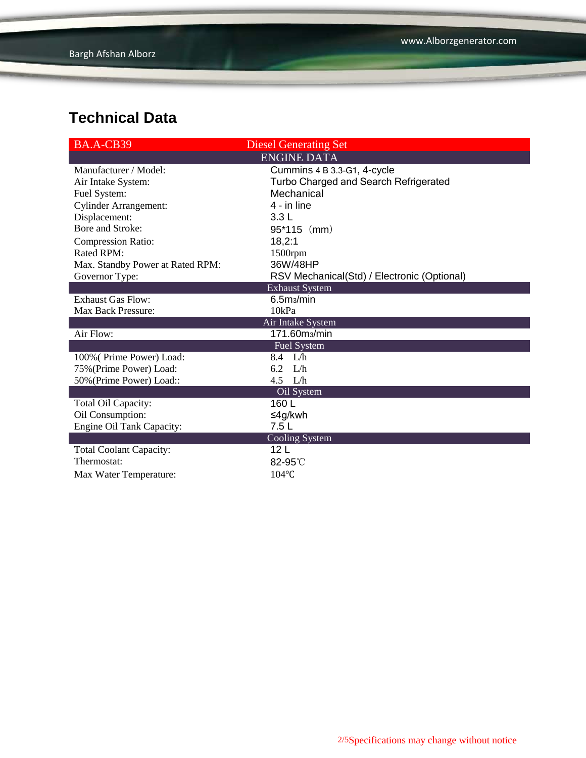## Technical Data

| BA.A-CB39 | Diesel Generating Set |
|---|---|
| | ENGINE DATA |
| Manufacturer / Model: | Cummins 4 B 3.3-G1, 4-cycle |
| Air Intake System: | Turbo Charged and Search Refrigerated |
| Fuel System: | Mechanical |
| Cylinder Arrangement: | 4 - in line |
| Displacement: | 3.3 L |
| Bore and Stroke: | 95*115（mm） |
| Compression Ratio: | 18,2:1 |
| Rated RPM: | 1500rpm |
| Max. Standby Power at Rated RPM: | 36W/48HP |
| Governor Type: | RSV Mechanical(Std) / Electronic (Optional) |
| | Exhaust System |
| Exhaust Gas Flow: | 6.5m3/min |
| Max Back Pressure: | 10kPa |
| | Air Intake System |
| Air Flow: | 171.60m3/min |
| | Fuel System |
| 100%( Prime Power) Load: | 8.4 L/h |
| 75%(Prime Power) Load: | 6.2 L/h |
| 50%(Prime Power) Load:: | 4.5 L/h |
| | Oil System |
| Total Oil Capacity: | 160 L |
| Oil Consumption: | ≤4g/kwh |
| Engine Oil Tank Capacity: | 7.5 L |
| | Cooling System |
| Total Coolant Capacity: | 12 L |
| Thermostat: | 82-95℃ |
| Max Water Temperature: | 104℃ |

Specifications may change without notice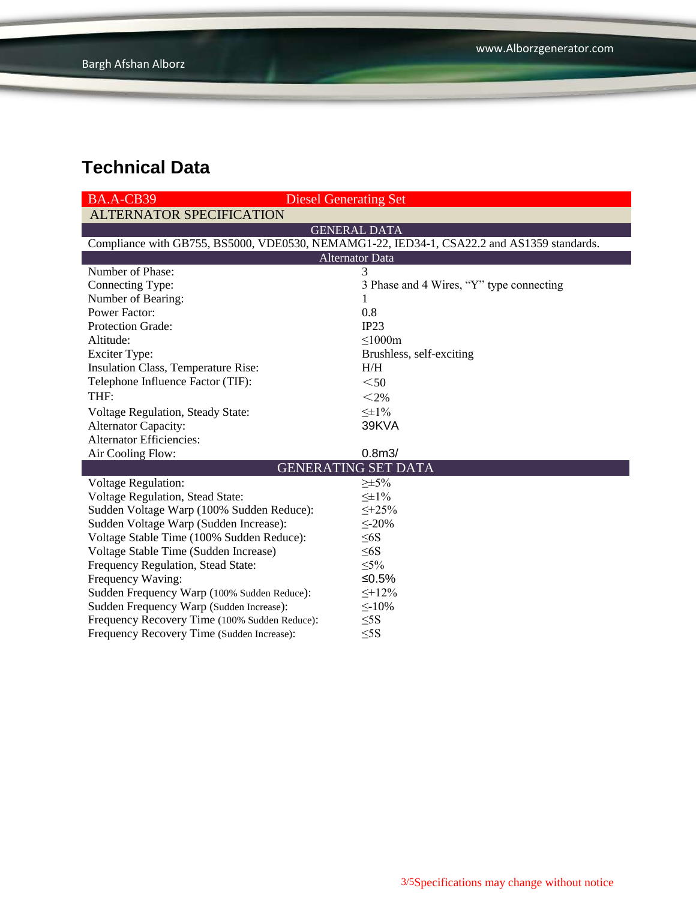## Technical Data

| BA.A-CB39 | Diesel Generating Set |
|---|---|
| **ALTERNATOR SPECIFICATION** | |
| **GENERAL DATA** | |
| Compliance with GB755, BS5000, VDE0530, NEMAMG1-22, IED34-1, CSA22.2 and AS1359 standards. | |
| **Alternator Data** | |
| Number of Phase: | 3 |
| Connecting Type: | 3 Phase and 4 Wires, “Y” type connecting |
| Number of Bearing: | 1 |
| Power Factor: | 0.8 |
| Protection Grade: | IP23 |
| Altitude: | ≤1000m |
| Exciter Type: | Brushless, self-exciting |
| Insulation Class, Temperature Rise: | H/H |
| Telephone Influence Factor (TIF): | <50 |
| THF: | <2% |
| Voltage Regulation, Steady State: | ≤±1% |
| Alternator Capacity: | 39KVA |
| Alternator Efficiencies: | |
| Air Cooling Flow: | 0.8m3/ |
| **GENERATING SET DATA** | |
| Voltage Regulation: | ≥±5% |
| Voltage Regulation, Stead State: | ≤±1% |
| Sudden Voltage Warp (100% Sudden Reduce): | ≤+25% |
| Sudden Voltage Warp (Sudden Increase): | ≤-20% |
| Voltage Stable Time (100% Sudden Reduce): | ≤6S |
| Voltage Stable Time (Sudden Increase) | ≤6S |
| Frequency Regulation, Stead State: | ≤5% |
| Frequency Waving: | ≤0.5% |
| Sudden Frequency Warp (100% Sudden Reduce): | ≤+12% |
| Sudden Frequency Warp (Sudden Increase): | ≤-10% |
| Frequency Recovery Time (100% Sudden Reduce): | ≤5S |
| Frequency Recovery Time (Sudden Increase): | ≤5S |

Specifications may change without notice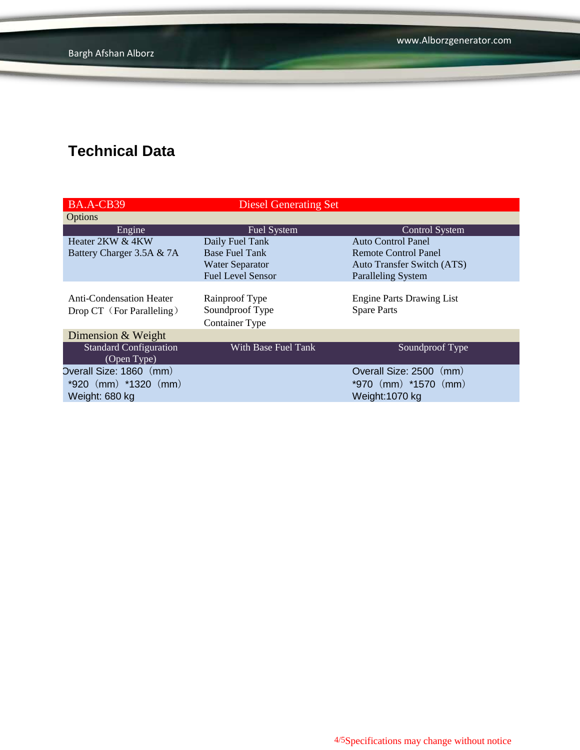## Technical Data

| BA.A-CB39 | Diesel Generating Set | |
|---|---|---|
| Options | | |
| Engine | Fuel System | Control System |
| Heater 2KW & 4KW<br>Battery Charger 3.5A & 7A | Daily Fuel Tank<br>Base Fuel Tank<br>Water Separator<br>Fuel Level Sensor | Auto Control Panel<br>Remote Control Panel<br>Auto Transfer Switch (ATS)<br>Paralleling System |
| Anti-Condensation Heater<br>Drop CT（For Paralleling） | Rainproof Type<br>Soundproof Type<br>Container Type | Engine Parts Drawing List<br>Spare Parts |
| Dimension & Weight | | |
| Standard Configuration (Open Type) | With Base Fuel Tank | Soundproof Type |
| Overall Size: 1860（mm）*920（mm）*1320（mm）<br>Weight: 680 kg | | Overall Size: 2500（mm）*970（mm）*1570（mm）<br>Weight:1070 kg |

Specifications may change without notice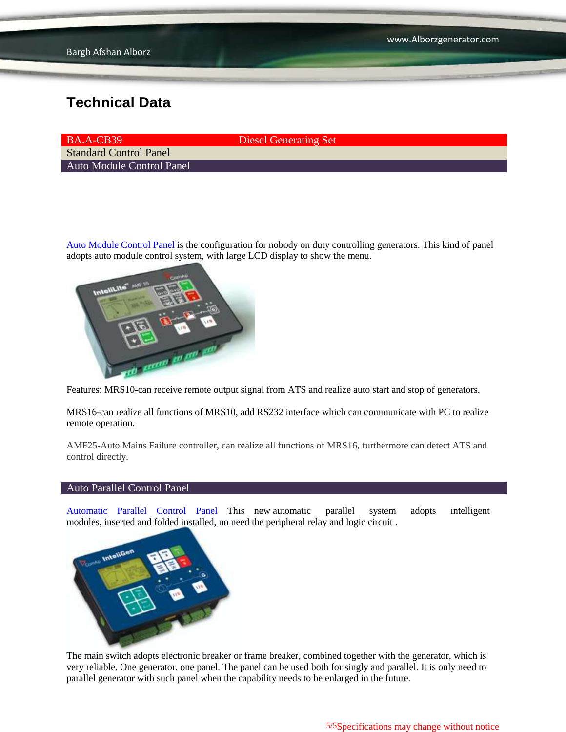# Technical Data

| BA.A-CB39 | Diesel Generating Set |
|---|---|
| Standard Control Panel | |
| Auto Module Control Panel | |

Auto Module Control Panel is the configuration for nobody on duty controlling generators. This kind of panel adopts auto module control system, with large LCD display to show the menu.

Features: MRS10-can receive remote output signal from ATS and realize auto start and stop of generators.

MRS16-can realize all functions of MRS10, add RS232 interface which can communicate with PC to realize remote operation.

AMF25-Auto Mains Failure controller, can realize all functions of MRS16, furthermore can detect ATS and control directly.

## Auto Parallel Control Panel

Automatic Parallel Control Panel This new automatic parallel system adopts intelligent modules, inserted and folded installed, no need the peripheral relay and logic circuit .

The main switch adopts electronic breaker or frame breaker, combined together with the generator, which is very reliable. One generator, one panel. The panel can be used both for singly and parallel. It is only need to parallel generator with such panel when the capability needs to be enlarged in the future.

Specifications may change without notice